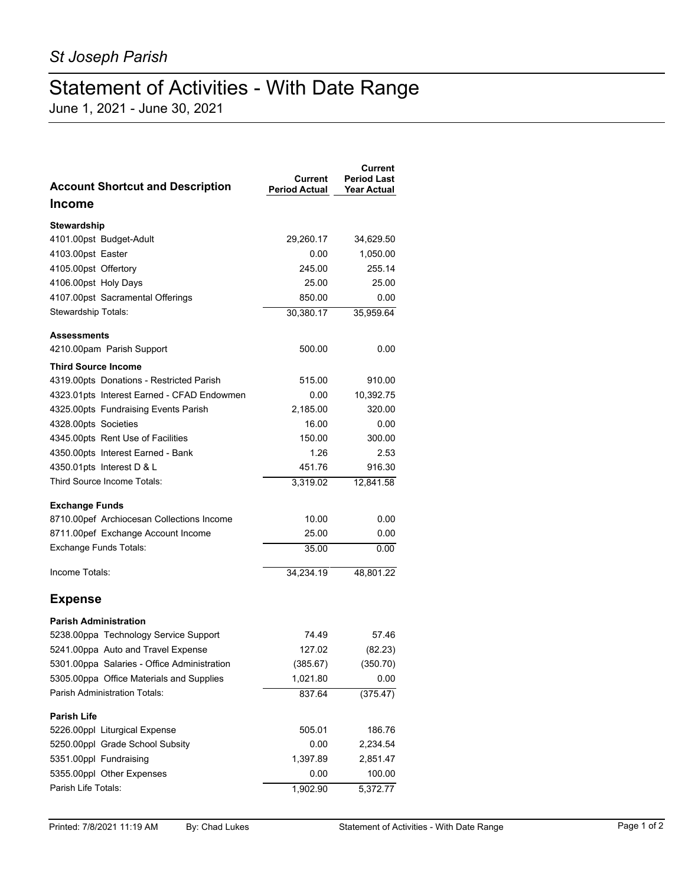*St Joseph Parish*

# Statement of Activities - With Date Range

June 1, 2021 - June 30, 2021

| Account Shortcut and Description | Current Period Actual | Current Period Last Year Actual |
|---|---|---|
| **Income** | | |
| **Stewardship** | | |
| 4101.00pst Budget-Adult | 29,260.17 | 34,629.50 |
| 4103.00pst Easter | 0.00 | 1,050.00 |
| 4105.00pst Offertory | 245.00 | 255.14 |
| 4106.00pst Holy Days | 25.00 | 25.00 |
| 4107.00pst Sacramental Offerings | 850.00 | 0.00 |
| Stewardship Totals: | 30,380.17 | 35,959.64 |
| **Assessments** | | |
| 4210.00pam Parish Support | 500.00 | 0.00 |
| **Third Source Income** | | |
| 4319.00pts Donations - Restricted Parish | 515.00 | 910.00 |
| 4323.01pts Interest Earned - CFAD Endowmen | 0.00 | 10,392.75 |
| 4325.00pts Fundraising Events Parish | 2,185.00 | 320.00 |
| 4328.00pts Societies | 16.00 | 0.00 |
| 4345.00pts Rent Use of Facilities | 150.00 | 300.00 |
| 4350.00pts Interest Earned - Bank | 1.26 | 2.53 |
| 4350.01pts Interest D & L | 451.76 | 916.30 |
| Third Source Income Totals: | 3,319.02 | 12,841.58 |
| **Exchange Funds** | | |
| 8710.00pef Archiocesan Collections Income | 10.00 | 0.00 |
| 8711.00pef Exchange Account Income | 25.00 | 0.00 |
| Exchange Funds Totals: | 35.00 | 0.00 |
| Income Totals: | 34,234.19 | 48,801.22 |
| **Expense** | | |
| **Parish Administration** | | |
| 5238.00ppa Technology Service Support | 74.49 | 57.46 |
| 5241.00ppa Auto and Travel Expense | 127.02 | (82.23) |
| 5301.00ppa Salaries - Office Administration | (385.67) | (350.70) |
| 5305.00ppa Office Materials and Supplies | 1,021.80 | 0.00 |
| Parish Administration Totals: | 837.64 | (375.47) |
| **Parish Life** | | |
| 5226.00ppl Liturgical Expense | 505.01 | 186.76 |
| 5250.00ppl Grade School Subsity | 0.00 | 2,234.54 |
| 5351.00ppl Fundraising | 1,397.89 | 2,851.47 |
| 5355.00ppl Other Expenses | 0.00 | 100.00 |
| Parish Life Totals: | 1,902.90 | 5,372.77 |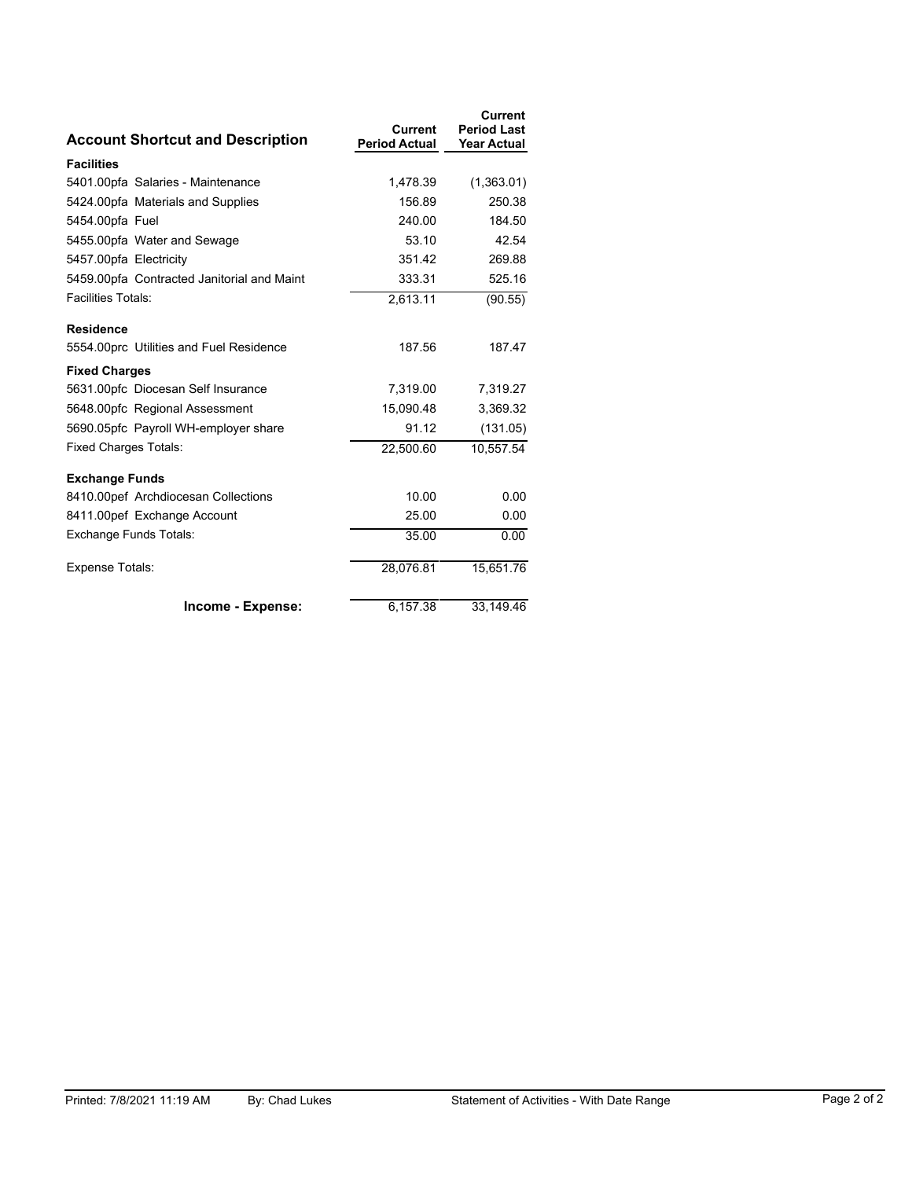| Account Shortcut and Description | Current Period Actual | Current Period Last Year Actual |
|---|---|---|
| **Facilities** | | |
| 5401.00pfa Salaries - Maintenance | 1,478.39 | (1,363.01) |
| 5424.00pfa Materials and Supplies | 156.89 | 250.38 |
| 5454.00pfa Fuel | 240.00 | 184.50 |
| 5455.00pfa Water and Sewage | 53.10 | 42.54 |
| 5457.00pfa Electricity | 351.42 | 269.88 |
| 5459.00pfa Contracted Janitorial and Maint | 333.31 | 525.16 |
| Facilities Totals: | 2,613.11 | (90.55) |
| **Residence** | | |
| 5554.00prc Utilities and Fuel Residence | 187.56 | 187.47 |
| **Fixed Charges** | | |
| 5631.00pfc Diocesan Self Insurance | 7,319.00 | 7,319.27 |
| 5648.00pfc Regional Assessment | 15,090.48 | 3,369.32 |
| 5690.05pfc Payroll WH-employer share | 91.12 | (131.05) |
| Fixed Charges Totals: | 22,500.60 | 10,557.54 |
| **Exchange Funds** | | |
| 8410.00pef Archdiocesan Collections | 10.00 | 0.00 |
| 8411.00pef Exchange Account | 25.00 | 0.00 |
| Exchange Funds Totals: | 35.00 | 0.00 |
| Expense Totals: | 28,076.81 | 15,651.76 |
| **Income - Expense:** | 6,157.38 | 33,149.46 |

Printed: 7/8/2021 11:19 AM By: Chad Lukes Statement of Activities - With Date Range